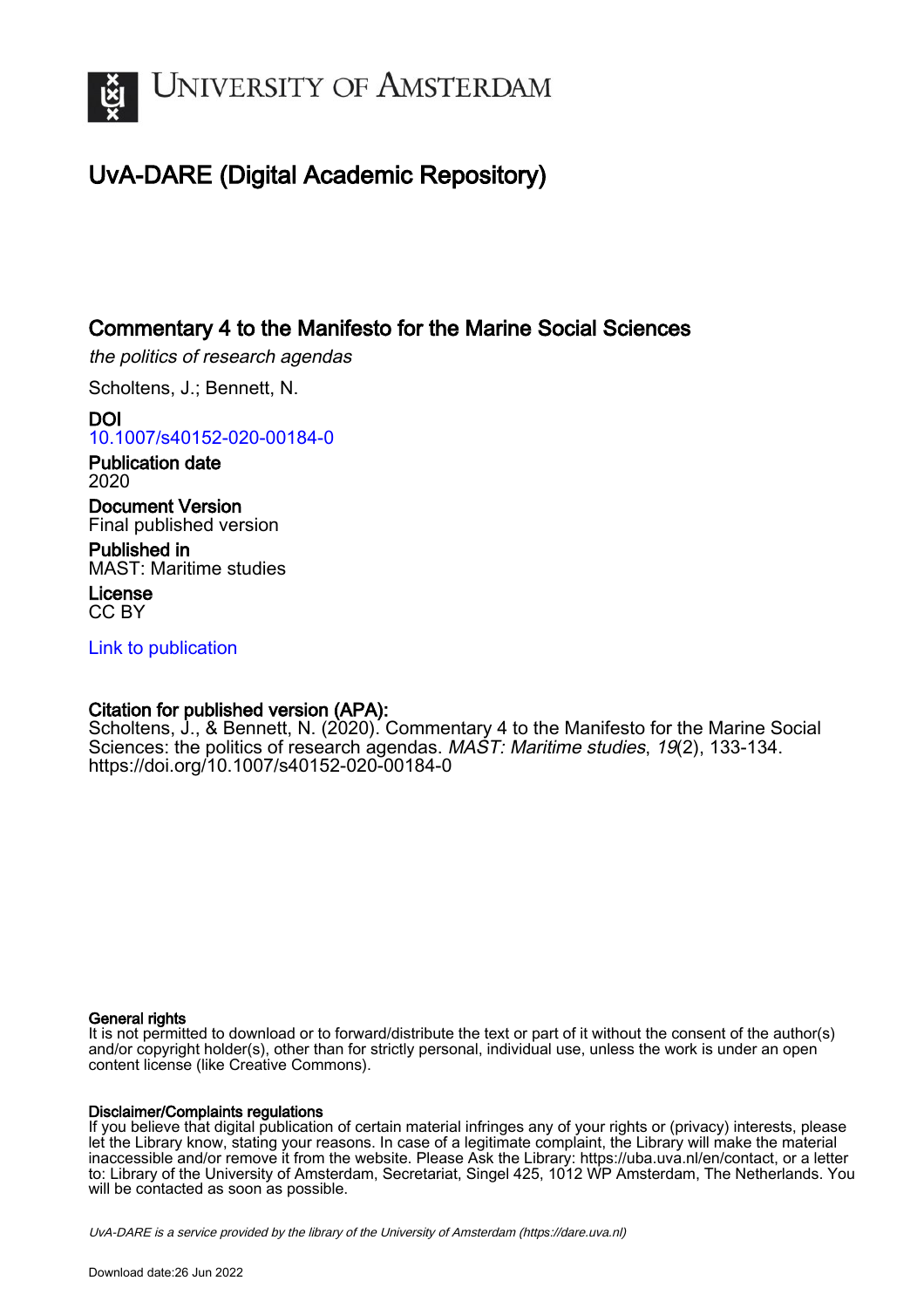# UvA-DARE (Digital Academic Repository)

## Commentary 4 to the Manifesto for the Marine Social Sciences

*the politics of research agendas*

Scholtens, J.; Bennett, N.

**DOI**
10.1007/s40152-020-00184-0

**Publication date**
2020

**Document Version**
Final published version

**Published in**
MAST: Maritime studies

**License**
CC BY

Link to publication

**Citation for published version (APA):**
Scholtens, J., & Bennett, N. (2020). Commentary 4 to the Manifesto for the Marine Social Sciences: the politics of research agendas. *MAST: Maritime studies*, *19*(2), 133-134. https://doi.org/10.1007/s40152-020-00184-0

**General rights**
It is not permitted to download or to forward/distribute the text or part of it without the consent of the author(s) and/or copyright holder(s), other than for strictly personal, individual use, unless the work is under an open content license (like Creative Commons).

**Disclaimer/Complaints regulations**
If you believe that digital publication of certain material infringes any of your rights or (privacy) interests, please let the Library know, stating your reasons. In case of a legitimate complaint, the Library will make the material inaccessible and/or remove it from the website. Please Ask the Library: https://uba.uva.nl/en/contact, or a letter to: Library of the University of Amsterdam, Secretariat, Singel 425, 1012 WP Amsterdam, The Netherlands. You will be contacted as soon as possible.

*UvA-DARE is a service provided by the library of the University of Amsterdam (https://dare.uva.nl)*

Download date:26 Jun 2022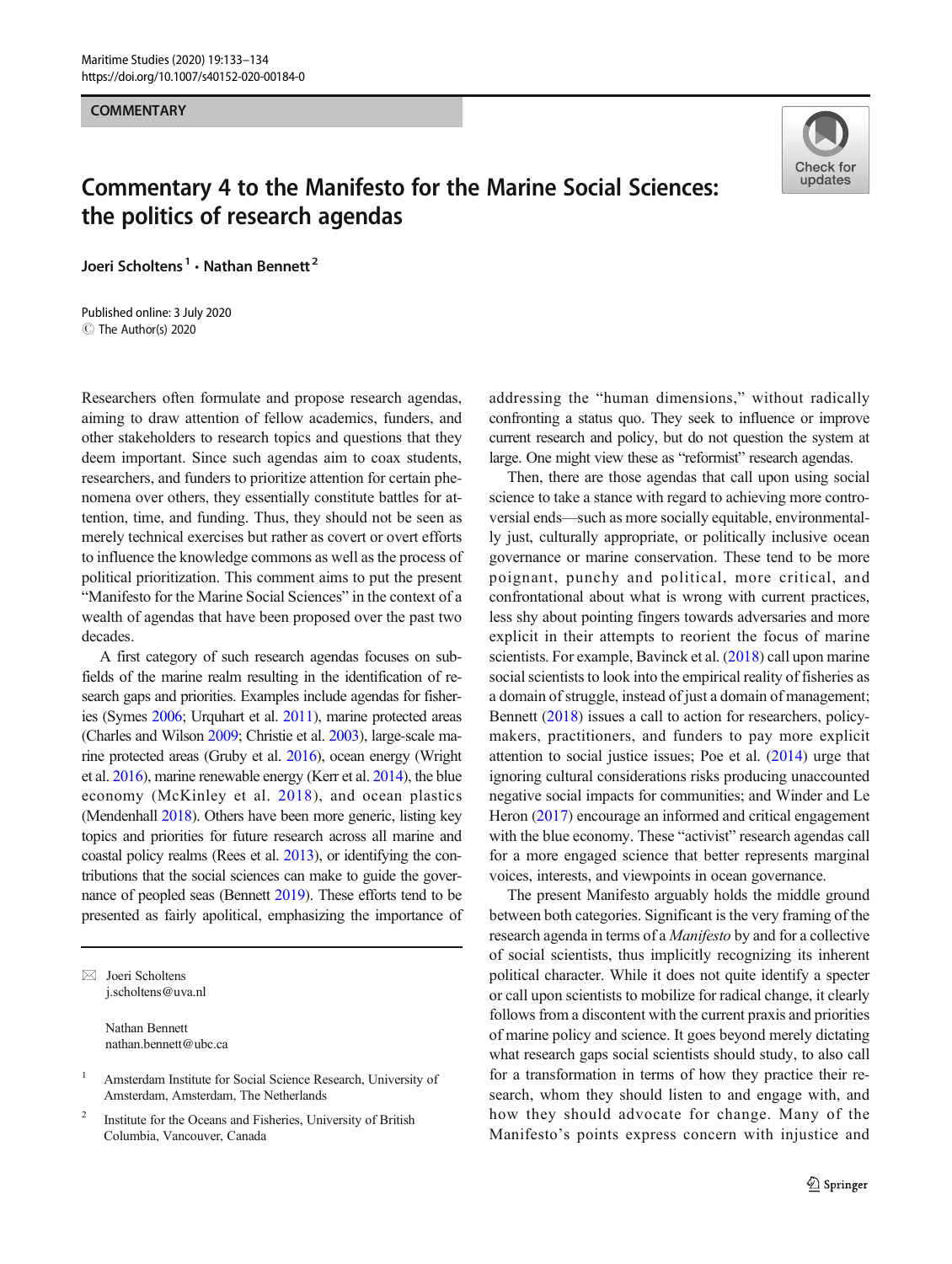COMMENTARY

# Commentary 4 to the Manifesto for the Marine Social Sciences: the politics of research agendas

Joeri Scholtens[1] · Nathan Bennett[2]

Published online: 3 July 2020
© The Author(s) 2020

Researchers often formulate and propose research agendas, aiming to draw attention of fellow academics, funders, and other stakeholders to research topics and questions that they deem important. Since such agendas aim to coax students, researchers, and funders to prioritize attention for certain phenomena over others, they essentially constitute battles for attention, time, and funding. Thus, they should not be seen as merely technical exercises but rather as covert or overt efforts to influence the knowledge commons as well as the process of political prioritization. This comment aims to put the present "Manifesto for the Marine Social Sciences" in the context of a wealth of agendas that have been proposed over the past two decades.

A first category of such research agendas focuses on subfields of the marine realm resulting in the identification of research gaps and priorities. Examples include agendas for fisheries (Symes 2006; Urquhart et al. 2011), marine protected areas (Charles and Wilson 2009; Christie et al. 2003), large-scale marine protected areas (Gruby et al. 2016), ocean energy (Wright et al. 2016), marine renewable energy (Kerr et al. 2014), the blue economy (McKinley et al. 2018), and ocean plastics (Mendenhall 2018). Others have been more generic, listing key topics and priorities for future research across all marine and coastal policy realms (Rees et al. 2013), or identifying the contributions that the social sciences can make to guide the governance of peopled seas (Bennett 2019). These efforts tend to be presented as fairly apolitical, emphasizing the importance of addressing the "human dimensions," without radically confronting a status quo. They seek to influence or improve current research and policy, but do not question the system at large. One might view these as "reformist" research agendas.

Then, there are those agendas that call upon using social science to take a stance with regard to achieving more controversial ends—such as more socially equitable, environmentally just, culturally appropriate, or politically inclusive ocean governance or marine conservation. These tend to be more poignant, punchy and political, more critical, and confrontational about what is wrong with current practices, less shy about pointing fingers towards adversaries and more explicit in their attempts to reorient the focus of marine scientists. For example, Bavinck et al. (2018) call upon marine social scientists to look into the empirical reality of fisheries as a domain of struggle, instead of just a domain of management; Bennett (2018) issues a call to action for researchers, policy-makers, practitioners, and funders to pay more explicit attention to social justice issues; Poe et al. (2014) urge that ignoring cultural considerations risks producing unaccounted negative social impacts for communities; and Winder and Le Heron (2017) encourage an informed and critical engagement with the blue economy. These "activist" research agendas call for a more engaged science that better represents marginal voices, interests, and viewpoints in ocean governance.

The present Manifesto arguably holds the middle ground between both categories. Significant is the very framing of the research agenda in terms of a *Manifesto* by and for a collective of social scientists, thus implicitly recognizing its inherent political character. While it does not quite identify a specter or call upon scientists to mobilize for radical change, it clearly follows from a discontent with the current praxis and priorities of marine policy and science. It goes beyond merely dictating what research gaps social scientists should study, to also call for a transformation in terms of how they practice their research, whom they should listen to and engage with, and how they should advocate for change. Many of the Manifesto's points express concern with injustice and

---

✉ Joeri Scholtens
j.scholtens@uva.nl

Nathan Bennett
nathan.bennett@ubc.ca

[1] Amsterdam Institute for Social Science Research, University of Amsterdam, Amsterdam, The Netherlands

[2] Institute for the Oceans and Fisheries, University of British Columbia, Vancouver, Canada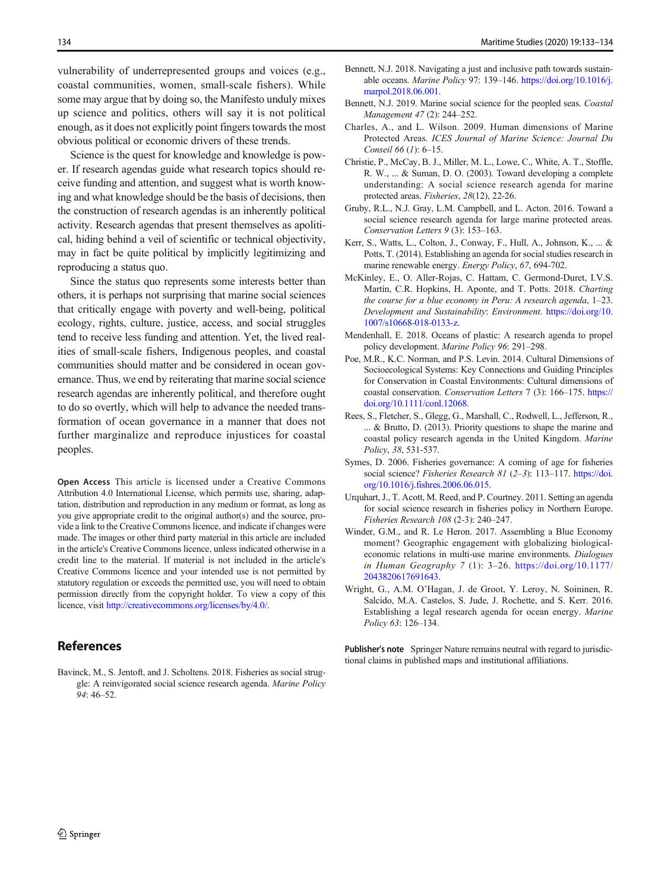vulnerability of underrepresented groups and voices (e.g., coastal communities, women, small-scale fishers). While some may argue that by doing so, the Manifesto unduly mixes up science and politics, others will say it is not political enough, as it does not explicitly point fingers towards the most obvious political or economic drivers of these trends.

Science is the quest for knowledge and knowledge is power. If research agendas guide what research topics should receive funding and attention, and suggest what is worth knowing and what knowledge should be the basis of decisions, then the construction of research agendas is an inherently political activity. Research agendas that present themselves as apolitical, hiding behind a veil of scientific or technical objectivity, may in fact be quite political by implicitly legitimizing and reproducing a status quo.

Since the status quo represents some interests better than others, it is perhaps not surprising that marine social sciences that critically engage with poverty and well-being, political ecology, rights, culture, justice, access, and social struggles tend to receive less funding and attention. Yet, the lived realities of small-scale fishers, Indigenous peoples, and coastal communities should matter and be considered in ocean governance. Thus, we end by reiterating that marine social science research agendas are inherently political, and therefore ought to do so overtly, which will help to advance the needed transformation of ocean governance in a manner that does not further marginalize and reproduce injustices for coastal peoples.

**Open Access** This article is licensed under a Creative Commons Attribution 4.0 International License, which permits use, sharing, adaptation, distribution and reproduction in any medium or format, as long as you give appropriate credit to the original author(s) and the source, provide a link to the Creative Commons licence, and indicate if changes were made. The images or other third party material in this article are included in the article's Creative Commons licence, unless indicated otherwise in a credit line to the material. If material is not included in the article's Creative Commons licence and your intended use is not permitted by statutory regulation or exceeds the permitted use, you will need to obtain permission directly from the copyright holder. To view a copy of this licence, visit http://creativecommons.org/licenses/by/4.0/.

## References

Bavinck, M., S. Jentoft, and J. Scholtens. 2018. Fisheries as social struggle: A reinvigorated social science research agenda. *Marine Policy 94*: 46–52.

Bennett, N.J. 2018. Navigating a just and inclusive path towards sustainable oceans. *Marine Policy* 97: 139–146. https://doi.org/10.1016/j.marpol.2018.06.001.

Bennett, N.J. 2019. Marine social science for the peopled seas. *Coastal Management 47* (2): 244–252.

Charles, A., and L. Wilson. 2009. Human dimensions of Marine Protected Areas. *ICES Journal of Marine Science: Journal Du Conseil 66* (*1*): 6–15.

Christie, P., McCay, B. J., Miller, M. L., Lowe, C., White, A. T., Stoffle, R. W., ... & Suman, D. O. (2003). Toward developing a complete understanding: A social science research agenda for marine protected areas. *Fisheries*, *28*(12), 22-26.

Gruby, R.L., N.J. Gray, L.M. Campbell, and L. Acton. 2016. Toward a social science research agenda for large marine protected areas. *Conservation Letters 9* (3): 153–163.

Kerr, S., Watts, L., Colton, J., Conway, F., Hull, A., Johnson, K., ... & Potts, T. (2014). Establishing an agenda for social studies research in marine renewable energy. *Energy Policy*, *67*, 694-702.

McKinley, E., O. Aller-Rojas, C. Hattam, C. Germond-Duret, I.V.S. Martín, C.R. Hopkins, H. Aponte, and T. Potts. 2018. *Charting the course for a blue economy in Peru: A research agenda*, 1–23. *Development and Sustainability*: *Environment*. https://doi.org/10.1007/s10668-018-0133-z.

Mendenhall, E. 2018. Oceans of plastic: A research agenda to propel policy development. *Marine Policy 96*: 291–298.

Poe, M.R., K.C. Norman, and P.S. Levin. 2014. Cultural Dimensions of Socioecological Systems: Key Connections and Guiding Principles for Conservation in Coastal Environments: Cultural dimensions of coastal conservation. *Conservation Letters* 7 (3): 166–175. https://doi.org/10.1111/conl.12068.

Rees, S., Fletcher, S., Glegg, G., Marshall, C., Rodwell, L., Jefferson, R., ... & Brutto, D. (2013). Priority questions to shape the marine and coastal policy research agenda in the United Kingdom. *Marine Policy*, *38*, 531-537.

Symes, D. 2006. Fisheries governance: A coming of age for fisheries social science? *Fisheries Research 81* (*2–3*): 113–117. https://doi.org/10.1016/j.fishres.2006.06.015.

Urquhart, J., T. Acott, M. Reed, and P. Courtney. 2011. Setting an agenda for social science research in fisheries policy in Northern Europe. *Fisheries Research 108* (2-3): 240–247.

Winder, G.M., and R. Le Heron. 2017. Assembling a Blue Economy moment? Geographic engagement with globalizing biological-economic relations in multi-use marine environments. *Dialogues in Human Geography 7* (1): 3–26. https://doi.org/10.1177/2043820617691643.

Wright, G., A.M. O'Hagan, J. de Groot, Y. Leroy, N. Soininen, R. Salcido, M.A. Castelos, S. Jude, J. Rochette, and S. Kerr. 2016. Establishing a legal research agenda for ocean energy. *Marine Policy 63*: 126–134.

**Publisher's note** Springer Nature remains neutral with regard to jurisdictional claims in published maps and institutional affiliations.